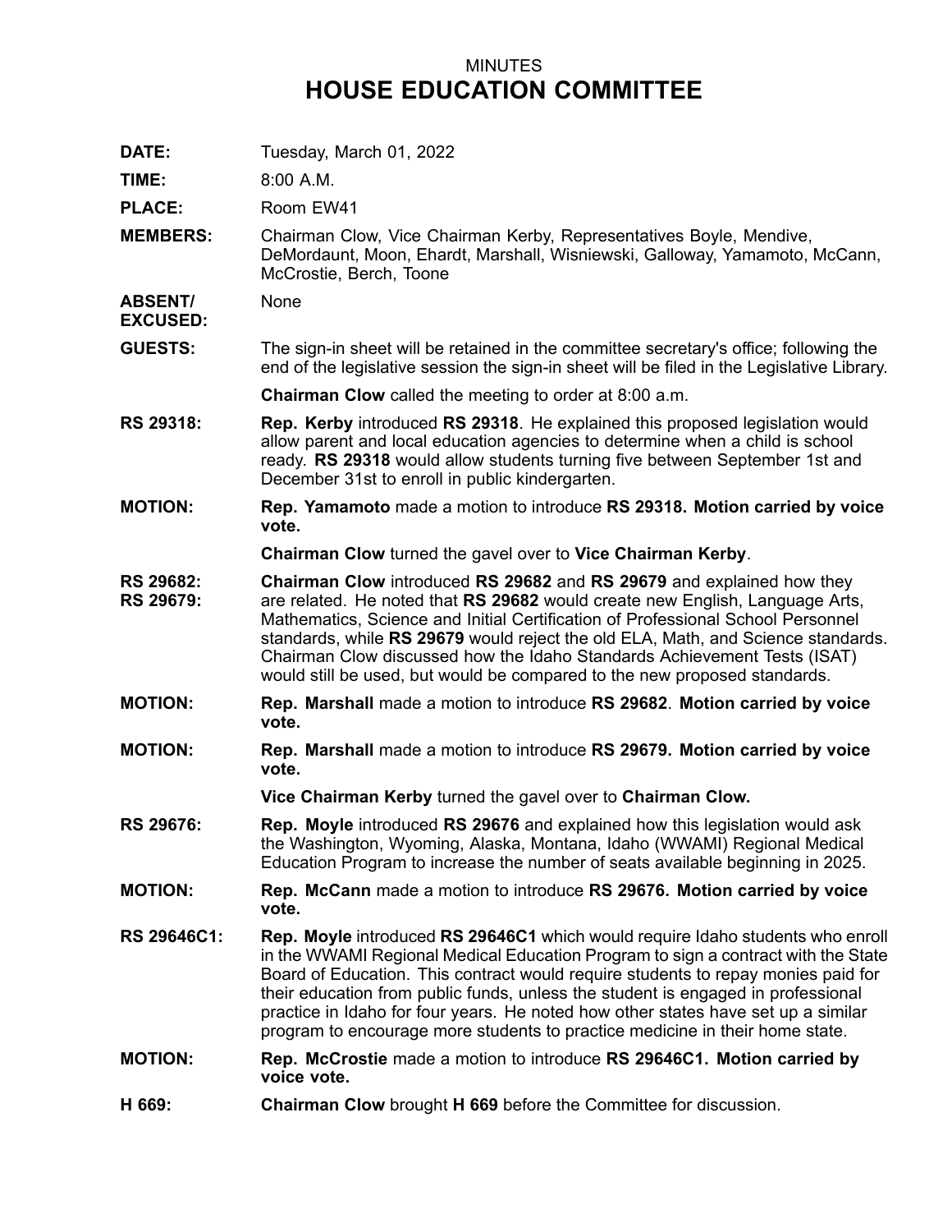MINUTES

# HOUSE EDUCATION COMMITTEE

**DATE:** Tuesday, March 01, 2022

**TIME:** 8:00 A.M.

**PLACE:** Room EW41

**MEMBERS:** Chairman Clow, Vice Chairman Kerby, Representatives Boyle, Mendive, DeMordaunt, Moon, Ehardt, Marshall, Wisniewski, Galloway, Yamamoto, McCann, McCrostie, Berch, Toone

**ABSENT/ EXCUSED:** None

**GUESTS:** The sign-in sheet will be retained in the committee secretary's office; following the end of the legislative session the sign-in sheet will be filed in the Legislative Library.

**Chairman Clow** called the meeting to order at 8:00 a.m.

**RS 29318:** **Rep. Kerby** introduced **RS 29318**. He explained this proposed legislation would allow parent and local education agencies to determine when a child is school ready. **RS 29318** would allow students turning five between September 1st and December 31st to enroll in public kindergarten.

**MOTION:** **Rep. Yamamoto** made a motion to introduce **RS 29318. Motion carried by voice vote.**

**Chairman Clow** turned the gavel over to **Vice Chairman Kerby**.

**RS 29682: RS 29679:** **Chairman Clow** introduced **RS 29682** and **RS 29679** and explained how they are related. He noted that **RS 29682** would create new English, Language Arts, Mathematics, Science and Initial Certification of Professional School Personnel standards, while **RS 29679** would reject the old ELA, Math, and Science standards. Chairman Clow discussed how the Idaho Standards Achievement Tests (ISAT) would still be used, but would be compared to the new proposed standards.

**MOTION:** **Rep. Marshall** made a motion to introduce **RS 29682**. **Motion carried by voice vote.**

**MOTION:** **Rep. Marshall** made a motion to introduce **RS 29679. Motion carried by voice vote.**

**Vice Chairman Kerby** turned the gavel over to **Chairman Clow.**

**RS 29676:** **Rep. Moyle** introduced **RS 29676** and explained how this legislation would ask the Washington, Wyoming, Alaska, Montana, Idaho (WWAMI) Regional Medical Education Program to increase the number of seats available beginning in 2025.

**MOTION:** **Rep. McCann** made a motion to introduce **RS 29676. Motion carried by voice vote.**

**RS 29646C1:** **Rep. Moyle** introduced **RS 29646C1** which would require Idaho students who enroll in the WWAMI Regional Medical Education Program to sign a contract with the State Board of Education. This contract would require students to repay monies paid for their education from public funds, unless the student is engaged in professional practice in Idaho for four years. He noted how other states have set up a similar program to encourage more students to practice medicine in their home state.

**MOTION:** **Rep. McCrostie** made a motion to introduce **RS 29646C1. Motion carried by voice vote.**

**H 669:** **Chairman Clow** brought **H 669** before the Committee for discussion.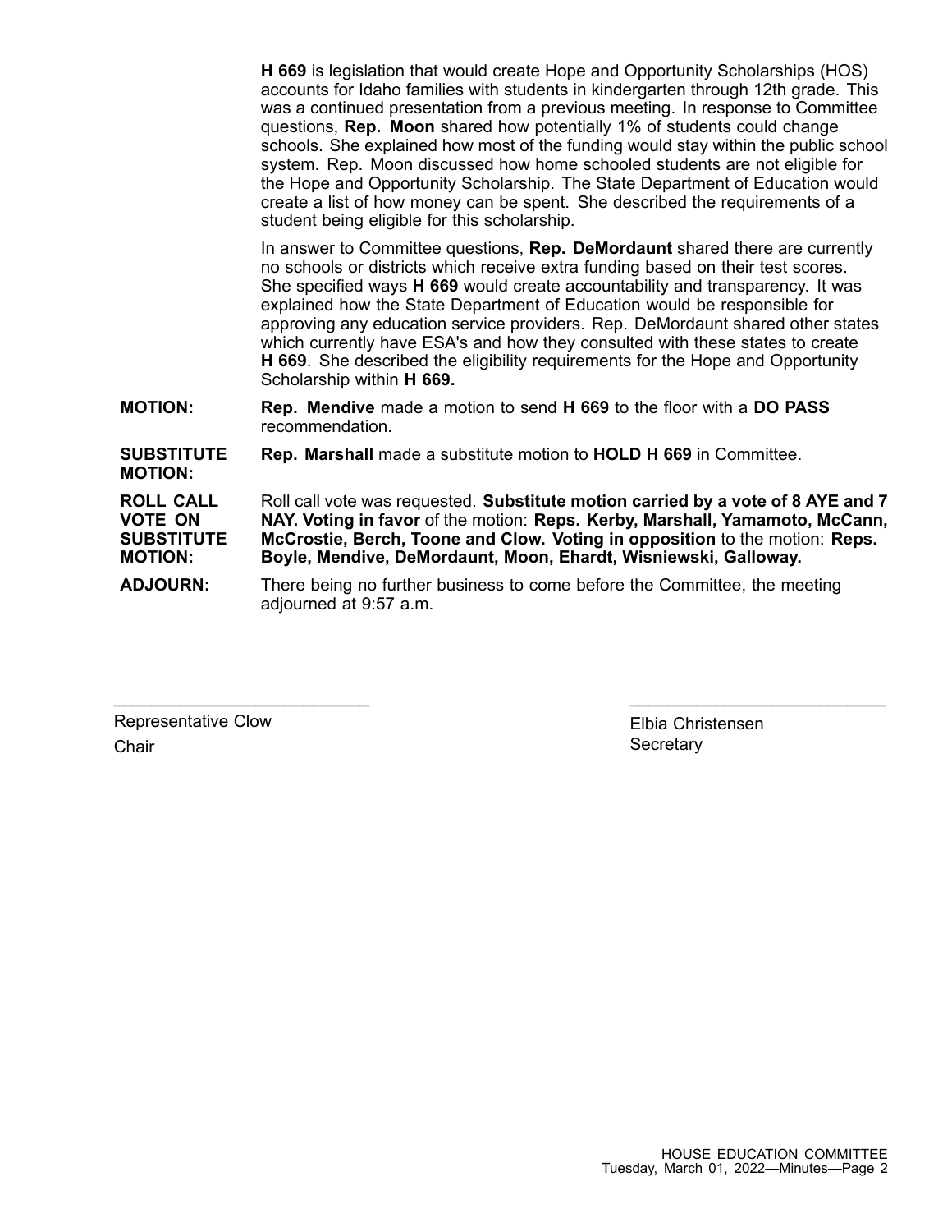**H 669** is legislation that would create Hope and Opportunity Scholarships (HOS) accounts for Idaho families with students in kindergarten through 12th grade. This was a continued presentation from a previous meeting. In response to Committee questions, **Rep. Moon** shared how potentially 1% of students could change schools. She explained how most of the funding would stay within the public school system. Rep. Moon discussed how home schooled students are not eligible for the Hope and Opportunity Scholarship. The State Department of Education would create a list of how money can be spent. She described the requirements of a student being eligible for this scholarship.

In answer to Committee questions, **Rep. DeMordaunt** shared there are currently no schools or districts which receive extra funding based on their test scores. She specified ways **H 669** would create accountability and transparency. It was explained how the State Department of Education would be responsible for approving any education service providers. Rep. DeMordaunt shared other states which currently have ESA's and how they consulted with these states to create **H 669**. She described the eligibility requirements for the Hope and Opportunity Scholarship within **H 669.**

**MOTION:** **Rep. Mendive** made a motion to send **H 669** to the floor with a **DO PASS** recommendation.

**SUBSTITUTE MOTION:** **Rep. Marshall** made a substitute motion to **HOLD H 669** in Committee.

**ROLL CALL VOTE ON SUBSTITUTE MOTION:** Roll call vote was requested. **Substitute motion carried by a vote of 8 AYE and 7 NAY. Voting in favor** of the motion: **Reps. Kerby, Marshall, Yamamoto, McCann, McCrostie, Berch, Toone and Clow. Voting in opposition** to the motion: **Reps. Boyle, Mendive, DeMordaunt, Moon, Ehardt, Wisniewski, Galloway.**

**ADJOURN:** There being no further business to come before the Committee, the meeting adjourned at 9:57 a.m.

___________________________
Representative Clow
Chair

___________________________
Elbia Christensen
Secretary